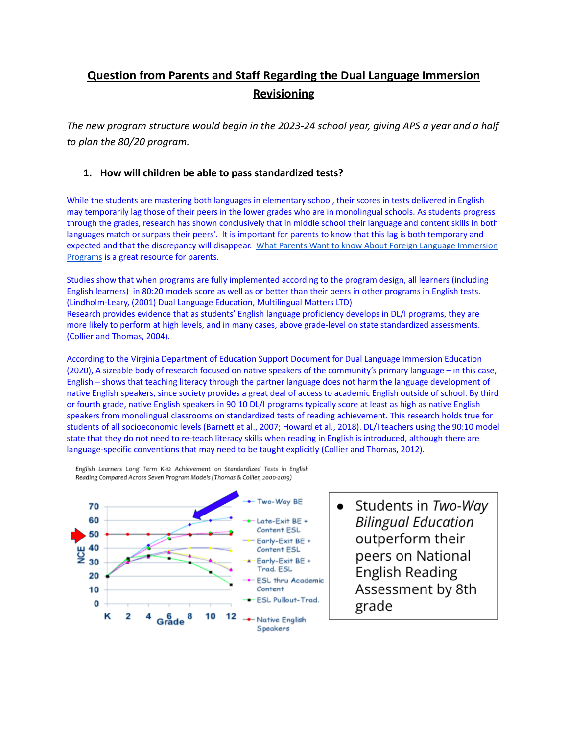# Question from Parents and Staff Regarding the Dual Language Immersion Revisioning

*The new program structure would begin in the 2023-24 school year, giving APS a year and a half to plan the 80/20 program.*

1. **How will children be able to pass standardized tests?**

While the students are mastering both languages in elementary school, their scores in tests delivered in English may temporarily lag those of their peers in the lower grades who are in monolingual schools. As students progress through the grades, research has shown conclusively that in middle school their language and content skills in both languages match or surpass their peers'. It is important for parents to know that this lag is both temporary and expected and that the discrepancy will disappear. [What Parents Want to know About Foreign Language Immersion Programs] is a great resource for parents.

Studies show that when programs are fully implemented according to the program design, all learners (including English learners) in 80:20 models score as well as or better than their peers in other programs in English tests. (Lindholm-Leary, (2001) Dual Language Education, Multilingual Matters LTD)
Research provides evidence that as students' English language proficiency develops in DL/I programs, they are more likely to perform at high levels, and in many cases, above grade-level on state standardized assessments. (Collier and Thomas, 2004).

According to the Virginia Department of Education Support Document for Dual Language Immersion Education (2020), A sizeable body of research focused on native speakers of the community's primary language – in this case, English – shows that teaching literacy through the partner language does not harm the language development of native English speakers, since society provides a great deal of access to academic English outside of school. By third or fourth grade, native English speakers in 90:10 DL/I programs typically score at least as high as native English speakers from monolingual classrooms on standardized tests of reading achievement. This research holds true for students of all socioeconomic levels (Barnett et al., 2007; Howard et al., 2018). DL/I teachers using the 90:10 model state that they do not need to re-teach literacy skills when reading in English is introduced, although there are language-specific conventions that may need to be taught explicitly (Collier and Thomas, 2012).

English Learners Long Term K-12 Achievement on Standardized Tests in English Reading Compared Across Seven Program Models (Thomas & Collier, 2000-2019)

- Students in *Two-Way Bilingual Education* outperform their peers on National English Reading Assessment by 8th grade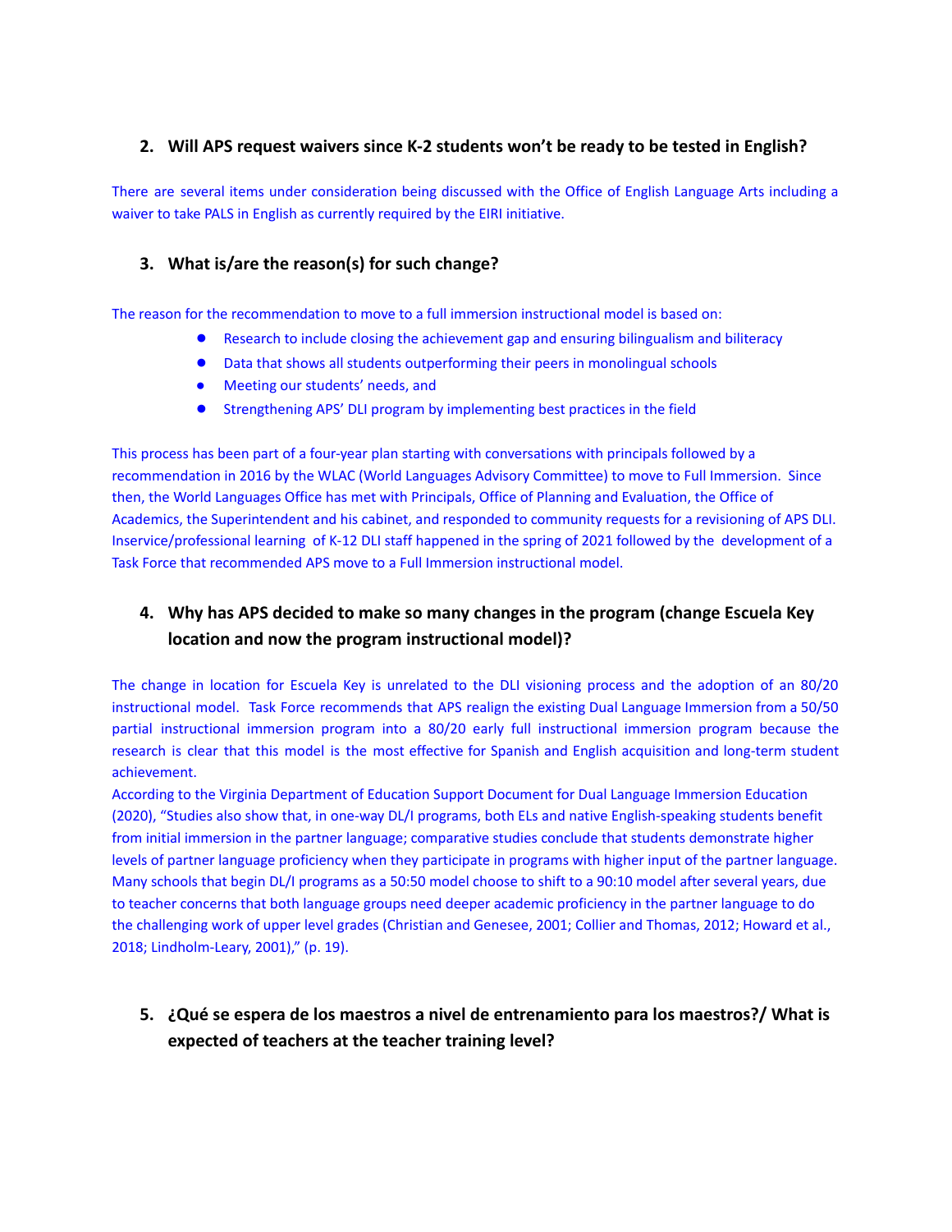### 2. Will APS request waivers since K-2 students won't be ready to be tested in English?

There are several items under consideration being discussed with the Office of English Language Arts including a waiver to take PALS in English as currently required by the EIRI initiative.

### 3. What is/are the reason(s) for such change?

The reason for the recommendation to move to a full immersion instructional model is based on:

- Research to include closing the achievement gap and ensuring bilingualism and biliteracy
- Data that shows all students outperforming their peers in monolingual schools
- Meeting our students' needs, and
- Strengthening APS' DLI program by implementing best practices in the field

This process has been part of a four-year plan starting with conversations with principals followed by a recommendation in 2016 by the WLAC (World Languages Advisory Committee) to move to Full Immersion. Since then, the World Languages Office has met with Principals, Office of Planning and Evaluation, the Office of Academics, the Superintendent and his cabinet, and responded to community requests for a revisioning of APS DLI. Inservice/professional learning of K-12 DLI staff happened in the spring of 2021 followed by the development of a Task Force that recommended APS move to a Full Immersion instructional model.

### 4. Why has APS decided to make so many changes in the program (change Escuela Key location and now the program instructional model)?

The change in location for Escuela Key is unrelated to the DLI visioning process and the adoption of an 80/20 instructional model. Task Force recommends that APS realign the existing Dual Language Immersion from a 50/50 partial instructional immersion program into a 80/20 early full instructional immersion program because the research is clear that this model is the most effective for Spanish and English acquisition and long-term student achievement.

According to the Virginia Department of Education Support Document for Dual Language Immersion Education (2020), "Studies also show that, in one-way DL/I programs, both ELs and native English-speaking students benefit from initial immersion in the partner language; comparative studies conclude that students demonstrate higher levels of partner language proficiency when they participate in programs with higher input of the partner language. Many schools that begin DL/I programs as a 50:50 model choose to shift to a 90:10 model after several years, due to teacher concerns that both language groups need deeper academic proficiency in the partner language to do the challenging work of upper level grades (Christian and Genesee, 2001; Collier and Thomas, 2012; Howard et al., 2018; Lindholm-Leary, 2001)," (p. 19).

### 5. ¿Qué se espera de los maestros a nivel de entrenamiento para los maestros?/ What is expected of teachers at the teacher training level?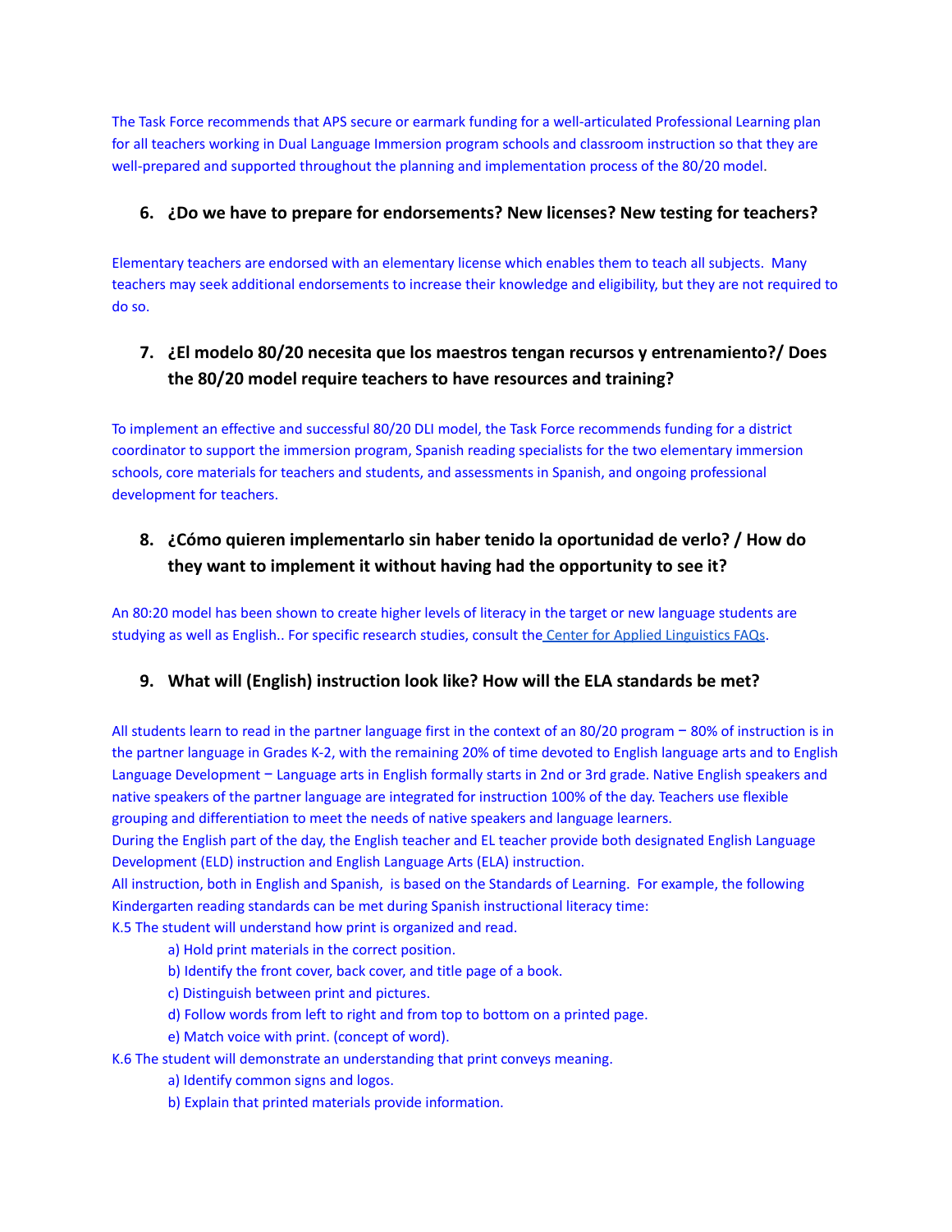The Task Force recommends that APS secure or earmark funding for a well-articulated Professional Learning plan for all teachers working in Dual Language Immersion program schools and classroom instruction so that they are well-prepared and supported throughout the planning and implementation process of the 80/20 model.

### 6. ¿Do we have to prepare for endorsements? New licenses? New testing for teachers?

Elementary teachers are endorsed with an elementary license which enables them to teach all subjects. Many teachers may seek additional endorsements to increase their knowledge and eligibility, but they are not required to do so.

### 7. ¿El modelo 80/20 necesita que los maestros tengan recursos y entrenamiento?/ Does the 80/20 model require teachers to have resources and training?

To implement an effective and successful 80/20 DLI model, the Task Force recommends funding for a district coordinator to support the immersion program, Spanish reading specialists for the two elementary immersion schools, core materials for teachers and students, and assessments in Spanish, and ongoing professional development for teachers.

### 8. ¿Cómo quieren implementarlo sin haber tenido la oportunidad de verlo? / How do they want to implement it without having had the opportunity to see it?

An 80:20 model has been shown to create higher levels of literacy in the target or new language students are studying as well as English.. For specific research studies, consult the Center for Applied Linguistics FAQs.

### 9. What will (English) instruction look like? How will the ELA standards be met?

All students learn to read in the partner language first in the context of an 80/20 program – 80% of instruction is in the partner language in Grades K-2, with the remaining 20% of time devoted to English language arts and to English Language Development – Language arts in English formally starts in 2nd or 3rd grade. Native English speakers and native speakers of the partner language are integrated for instruction 100% of the day. Teachers use flexible grouping and differentiation to meet the needs of native speakers and language learners.

During the English part of the day, the English teacher and EL teacher provide both designated English Language Development (ELD) instruction and English Language Arts (ELA) instruction.

All instruction, both in English and Spanish, is based on the Standards of Learning. For example, the following Kindergarten reading standards can be met during Spanish instructional literacy time:

K.5 The student will understand how print is organized and read.

- a) Hold print materials in the correct position.
- b) Identify the front cover, back cover, and title page of a book.
- c) Distinguish between print and pictures.
- d) Follow words from left to right and from top to bottom on a printed page.
- e) Match voice with print. (concept of word).

K.6 The student will demonstrate an understanding that print conveys meaning.

- a) Identify common signs and logos.
- b) Explain that printed materials provide information.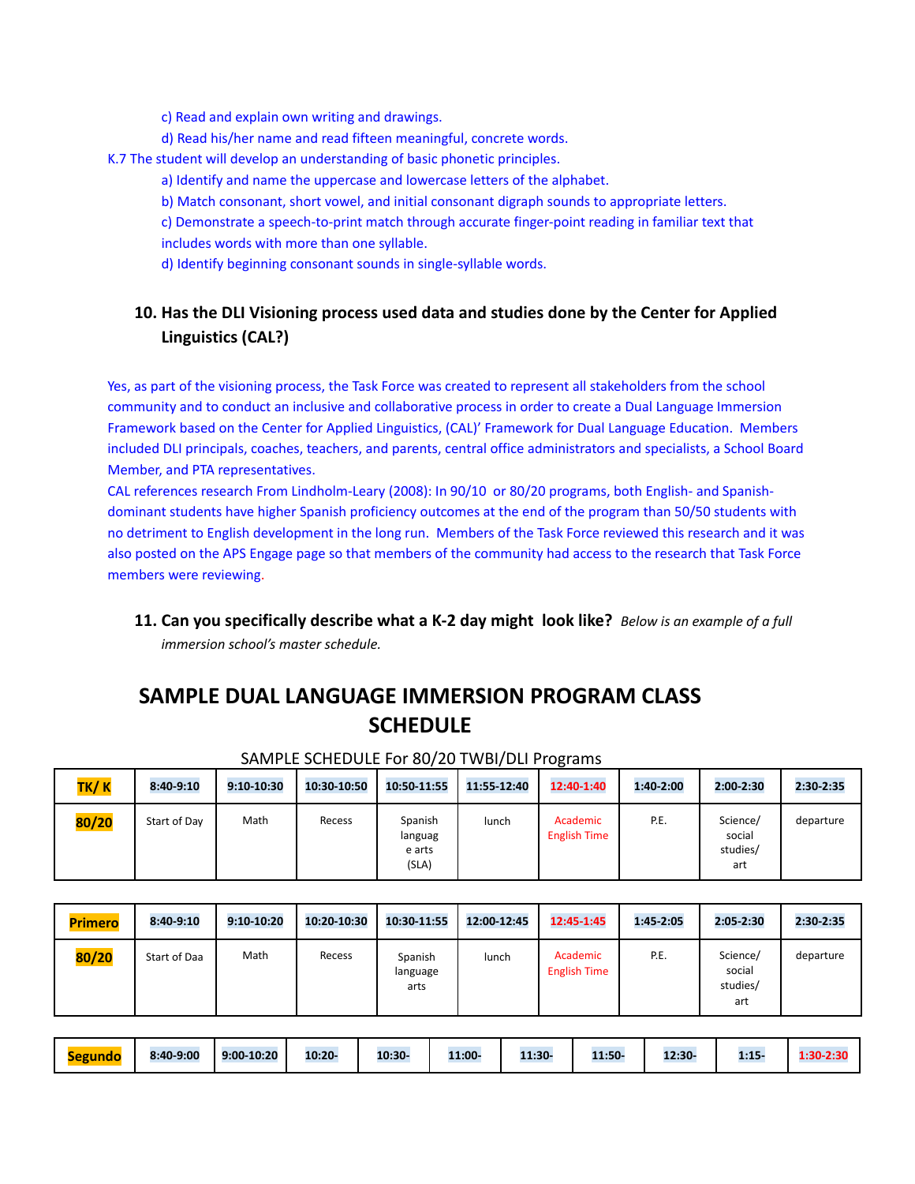c) Read and explain own writing and drawings.

d) Read his/her name and read fifteen meaningful, concrete words.

K.7 The student will develop an understanding of basic phonetic principles.

a) Identify and name the uppercase and lowercase letters of the alphabet.

b) Match consonant, short vowel, and initial consonant digraph sounds to appropriate letters.

c) Demonstrate a speech-to-print match through accurate finger-point reading in familiar text that includes words with more than one syllable.

d) Identify beginning consonant sounds in single-syllable words.

### 10. Has the DLI Visioning process used data and studies done by the Center for Applied Linguistics (CAL?)

Yes, as part of the visioning process, the Task Force was created to represent all stakeholders from the school community and to conduct an inclusive and collaborative process in order to create a Dual Language Immersion Framework based on the Center for Applied Linguistics, (CAL)' Framework for Dual Language Education. Members included DLI principals, coaches, teachers, and parents, central office administrators and specialists, a School Board Member, and PTA representatives.

CAL references research From Lindholm-Leary (2008): In 90/10 or 80/20 programs, both English- and Spanish-dominant students have higher Spanish proficiency outcomes at the end of the program than 50/50 students with no detriment to English development in the long run. Members of the Task Force reviewed this research and it was also posted on the APS Engage page so that members of the community had access to the research that Task Force members were reviewing.

### 11. Can you specifically describe what a K-2 day might look like? *Below is an example of a full immersion school's master schedule.*

## SAMPLE DUAL LANGUAGE IMMERSION PROGRAM CLASS SCHEDULE

SAMPLE SCHEDULE For 80/20 TWBI/DLI Programs

| **TK/ K** | **8:40-9:10** | **9:10-10:30** | **10:30-10:50** | **10:50-11:55** | **11:55-12:40** | **12:40-1:40** | **1:40-2:00** | **2:00-2:30** | **2:30-2:35** |
|---|---|---|---|---|---|---|---|---|---|
| **80/20** | Start of Day | Math | Recess | Spanish language arts (SLA) | lunch | Academic English Time | P.E. | Science/ social studies/ art | departure |

| **Primero** | **8:40-9:10** | **9:10-10:20** | **10:20-10:30** | **10:30-11:55** | **12:00-12:45** | **12:45-1:45** | **1:45-2:05** | **2:05-2:30** | **2:30-2:35** |
|---|---|---|---|---|---|---|---|---|---|
| **80/20** | Start of Daa | Math | Recess | Spanish language arts | lunch | Academic English Time | P.E. | Science/ social studies/ art | departure |

| **Segundo** | **8:40-9:00** | **9:00-10:20** | **10:20-** | **10:30-** | **11:00-** | **11:30-** | **11:50-** | **12:30-** | **1:15-** | **1:30-2:30** |
|---|---|---|---|---|---|---|---|---|---|---|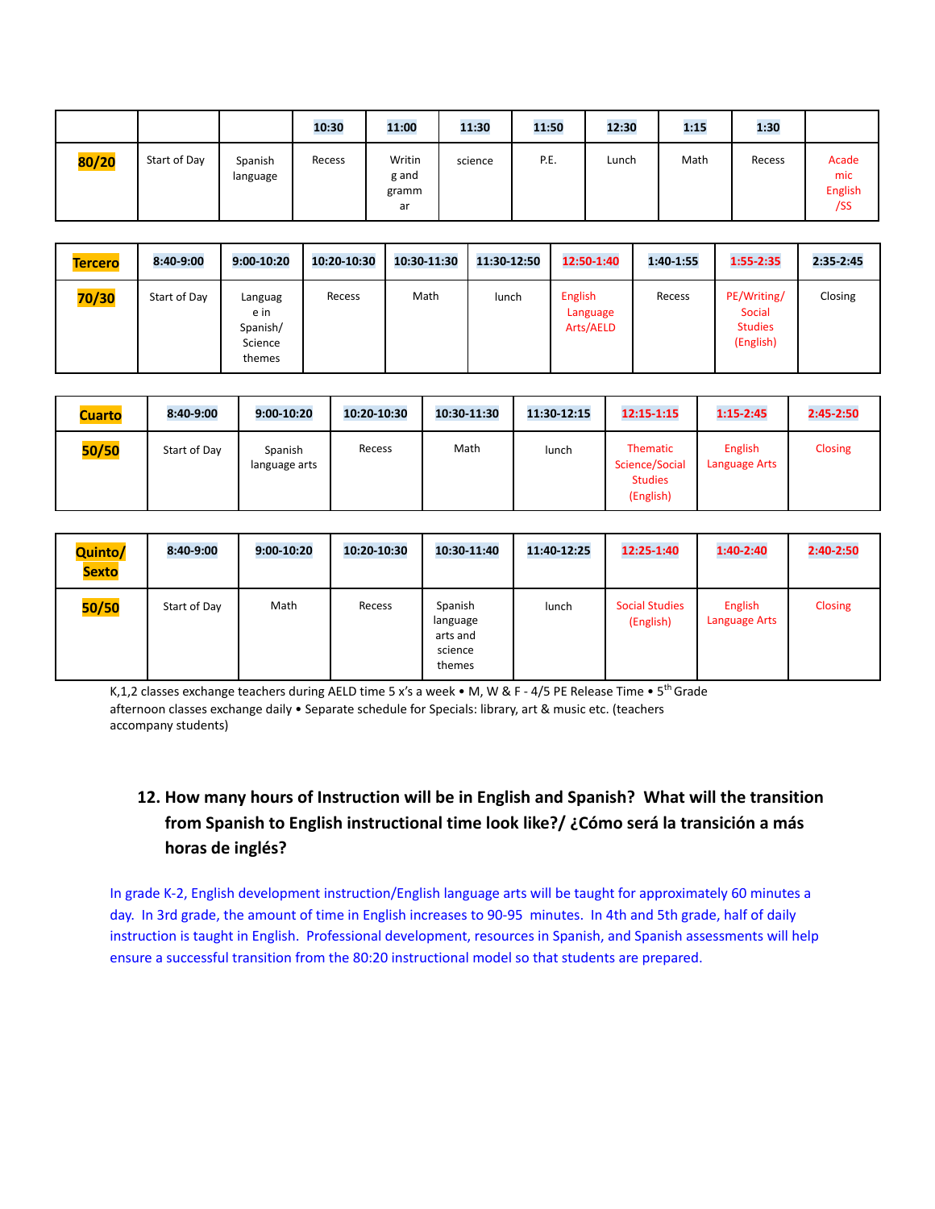| | | | 10:30 | 11:00 | 11:30 | 11:50 | 12:30 | 1:15 | 1:30 | |
|---|---|---|---|---|---|---|---|---|---|---|
| **80/20** | Start of Day | Spanish language | Recess | Writing and grammar | science | P.E. | Lunch | Math | Recess | Academic English /SS |

| **Tercero** | 8:40-9:00 | 9:00-10:20 | 10:20-10:30 | 10:30-11:30 | 11:30-12:50 | 12:50-1:40 | 1:40-1:55 | 1:55-2:35 | 2:35-2:45 |
|---|---|---|---|---|---|---|---|---|---|
| **70/30** | Start of Day | Language in Spanish/ Science themes | Recess | Math | lunch | English Language Arts/AELD | Recess | PE/Writing/ Social Studies (English) | Closing |

| **Cuarto** | 8:40-9:00 | 9:00-10:20 | 10:20-10:30 | 10:30-11:30 | 11:30-12:15 | 12:15-1:15 | 1:15-2:45 | 2:45-2:50 |
|---|---|---|---|---|---|---|---|---|
| **50/50** | Start of Day | Spanish language arts | Recess | Math | lunch | Thematic Science/Social Studies (English) | English Language Arts | Closing |

| **Quinto/ Sexto** | 8:40-9:00 | 9:00-10:20 | 10:20-10:30 | 10:30-11:40 | 11:40-12:25 | 12:25-1:40 | 1:40-2:40 | 2:40-2:50 |
|---|---|---|---|---|---|---|---|---|
| **50/50** | Start of Day | Math | Recess | Spanish language arts and science themes | lunch | Social Studies (English) | English Language Arts | Closing |

K,1,2 classes exchange teachers during AELD time 5 x's a week • M, W & F - 4/5 PE Release Time • 5th Grade afternoon classes exchange daily • Separate schedule for Specials: library, art & music etc. (teachers accompany students)

### 12. How many hours of Instruction will be in English and Spanish? What will the transition from Spanish to English instructional time look like?/ ¿Cómo será la transición a más horas de inglés?

In grade K-2, English development instruction/English language arts will be taught for approximately 60 minutes a day. In 3rd grade, the amount of time in English increases to 90-95 minutes. In 4th and 5th grade, half of daily instruction is taught in English. Professional development, resources in Spanish, and Spanish assessments will help ensure a successful transition from the 80:20 instructional model so that students are prepared.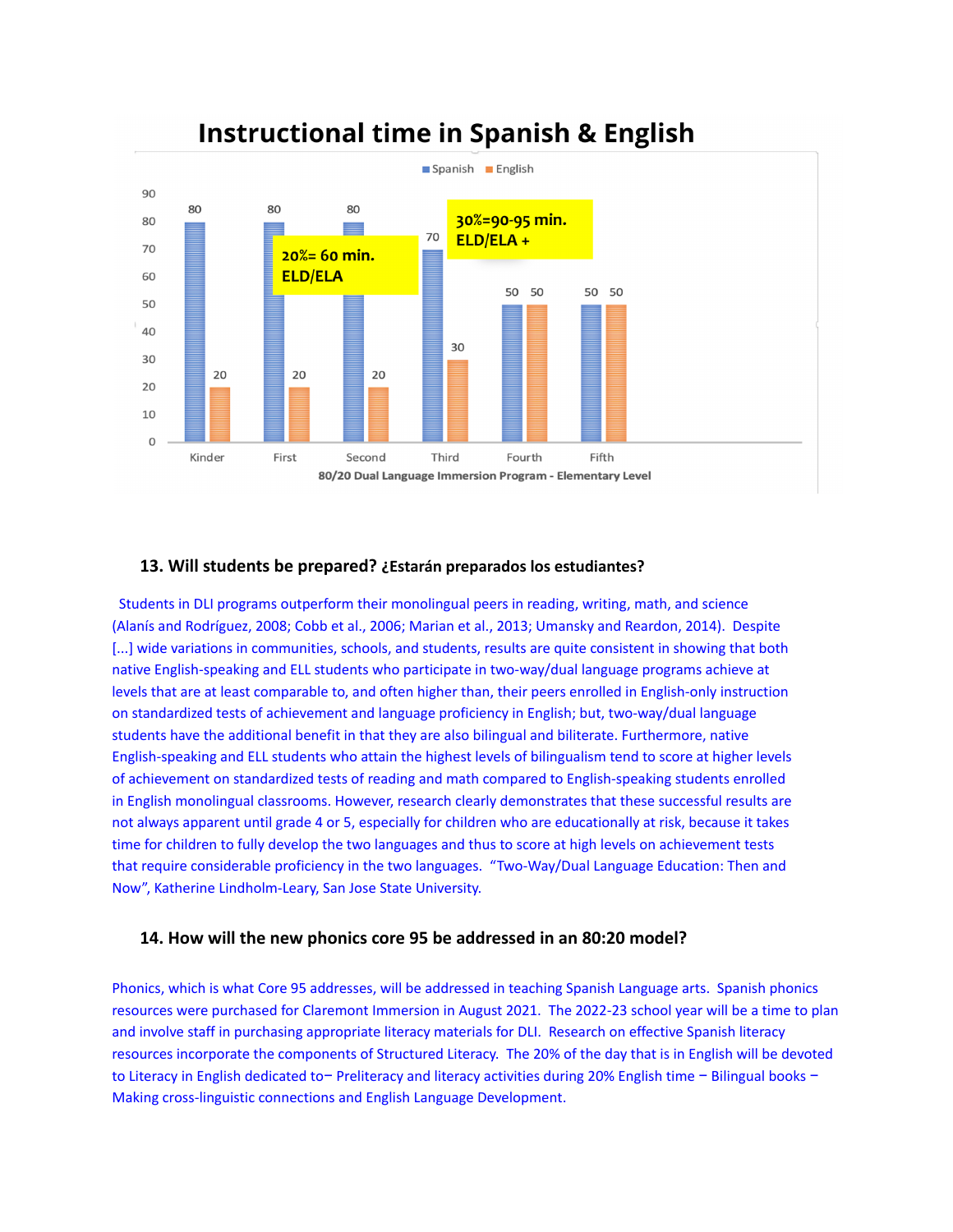## Instructional time in Spanish & English

| | Kinder | First | Second | Third | Fourth | Fifth |
|---|---|---|---|---|---|---|
| Spanish | 80 | 80 | 80 | 70 | 50 | 50 |
| English | 20 | 20 | 20 | 30 | 50 | 50 |

20%= 60 min. ELD/ELA

30%=90-95 min. ELD/ELA +

80/20 Dual Language Immersion Program - Elementary Level

### 13. Will students be prepared? ¿Estarán preparados los estudiantes?

Students in DLI programs outperform their monolingual peers in reading, writing, math, and science (Alanís and Rodríguez, 2008; Cobb et al., 2006; Marian et al., 2013; Umansky and Reardon, 2014). Despite [...] wide variations in communities, schools, and students, results are quite consistent in showing that both native English-speaking and ELL students who participate in two-way/dual language programs achieve at levels that are at least comparable to, and often higher than, their peers enrolled in English-only instruction on standardized tests of achievement and language proficiency in English; but, two-way/dual language students have the additional benefit in that they are also bilingual and biliterate. Furthermore, native English-speaking and ELL students who attain the highest levels of bilingualism tend to score at higher levels of achievement on standardized tests of reading and math compared to English-speaking students enrolled in English monolingual classrooms. However, research clearly demonstrates that these successful results are not always apparent until grade 4 or 5, especially for children who are educationally at risk, because it takes time for children to fully develop the two languages and thus to score at high levels on achievement tests that require considerable proficiency in the two languages. "Two-Way/Dual Language Education: Then and Now", Katherine Lindholm-Leary, San Jose State University.

### 14. How will the new phonics core 95 be addressed in an 80:20 model?

Phonics, which is what Core 95 addresses, will be addressed in teaching Spanish Language arts. Spanish phonics resources were purchased for Claremont Immersion in August 2021. The 2022-23 school year will be a time to plan and involve staff in purchasing appropriate literacy materials for DLI. Research on effective Spanish literacy resources incorporate the components of Structured Literacy. The 20% of the day that is in English will be devoted to Literacy in English dedicated to− Preliteracy and literacy activities during 20% English time − Bilingual books − Making cross-linguistic connections and English Language Development.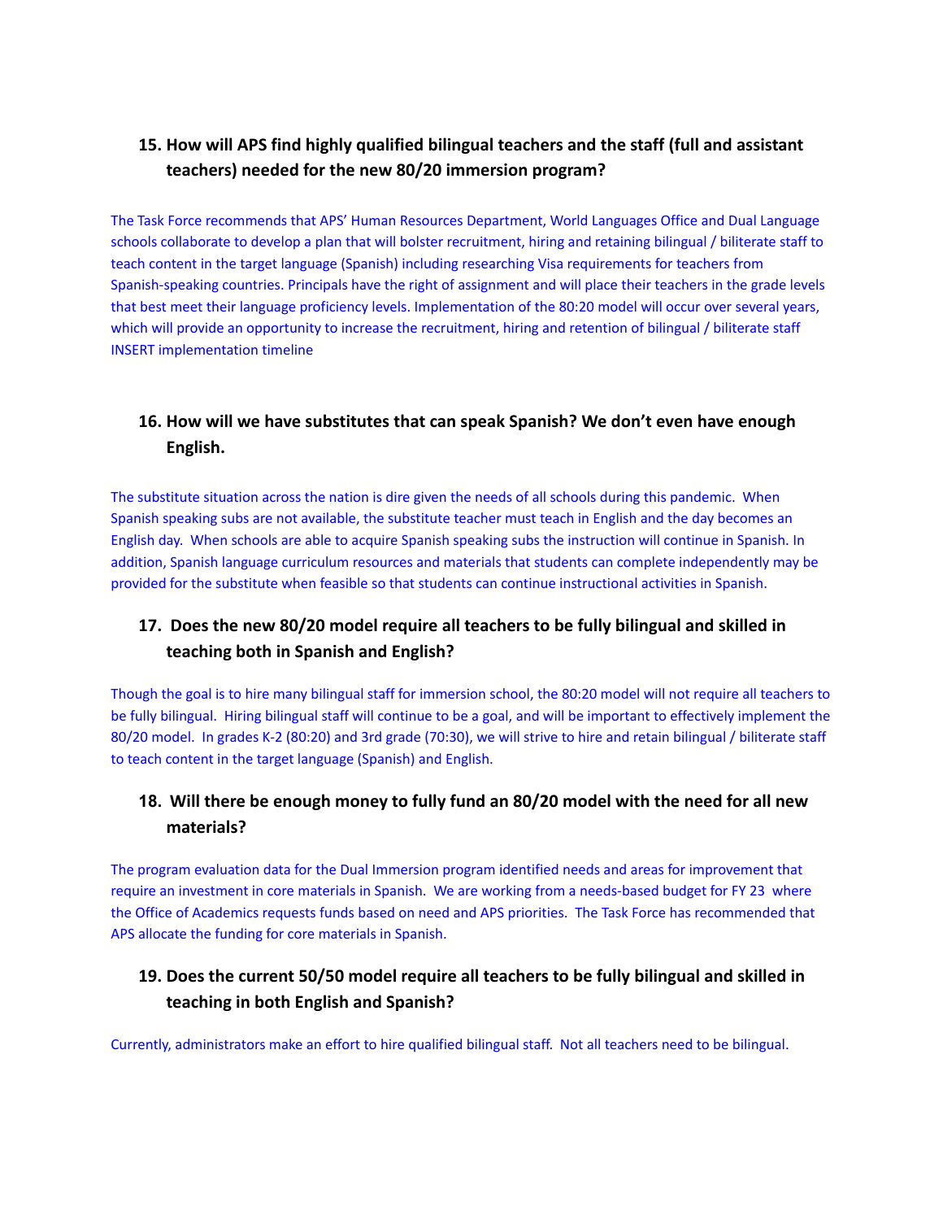### 15. How will APS find highly qualified bilingual teachers and the staff (full and assistant teachers) needed for the new 80/20 immersion program?

The Task Force recommends that APS' Human Resources Department, World Languages Office and Dual Language schools collaborate to develop a plan that will bolster recruitment, hiring and retaining bilingual / biliterate staff to teach content in the target language (Spanish) including researching Visa requirements for teachers from Spanish-speaking countries. Principals have the right of assignment and will place their teachers in the grade levels that best meet their language proficiency levels. Implementation of the 80:20 model will occur over several years, which will provide an opportunity to increase the recruitment, hiring and retention of bilingual / biliterate staff INSERT implementation timeline

### 16. How will we have substitutes that can speak Spanish? We don't even have enough English.

The substitute situation across the nation is dire given the needs of all schools during this pandemic. When Spanish speaking subs are not available, the substitute teacher must teach in English and the day becomes an English day. When schools are able to acquire Spanish speaking subs the instruction will continue in Spanish. In addition, Spanish language curriculum resources and materials that students can complete independently may be provided for the substitute when feasible so that students can continue instructional activities in Spanish.

### 17. Does the new 80/20 model require all teachers to be fully bilingual and skilled in teaching both in Spanish and English?

Though the goal is to hire many bilingual staff for immersion school, the 80:20 model will not require all teachers to be fully bilingual. Hiring bilingual staff will continue to be a goal, and will be important to effectively implement the 80/20 model. In grades K-2 (80:20) and 3rd grade (70:30), we will strive to hire and retain bilingual / biliterate staff to teach content in the target language (Spanish) and English.

### 18. Will there be enough money to fully fund an 80/20 model with the need for all new materials?

The program evaluation data for the Dual Immersion program identified needs and areas for improvement that require an investment in core materials in Spanish. We are working from a needs-based budget for FY 23 where the Office of Academics requests funds based on need and APS priorities. The Task Force has recommended that APS allocate the funding for core materials in Spanish.

### 19. Does the current 50/50 model require all teachers to be fully bilingual and skilled in teaching in both English and Spanish?

Currently, administrators make an effort to hire qualified bilingual staff. Not all teachers need to be bilingual.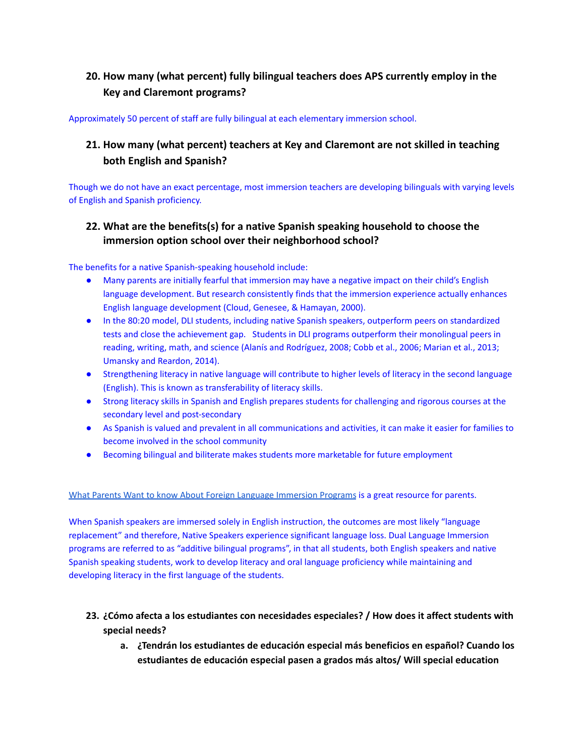**20. How many (what percent) fully bilingual teachers does APS currently employ in the Key and Claremont programs?**

Approximately 50 percent of staff are fully bilingual at each elementary immersion school.

**21. How many (what percent) teachers at Key and Claremont are not skilled in teaching both English and Spanish?**

Though we do not have an exact percentage, most immersion teachers are developing bilinguals with varying levels of English and Spanish proficiency.

**22. What are the benefits(s) for a native Spanish speaking household to choose the immersion option school over their neighborhood school?**

The benefits for a native Spanish-speaking household include:

- Many parents are initially fearful that immersion may have a negative impact on their child's English language development. But research consistently finds that the immersion experience actually enhances English language development (Cloud, Genesee, & Hamayan, 2000).
- In the 80:20 model, DLI students, including native Spanish speakers, outperform peers on standardized tests and close the achievement gap. Students in DLI programs outperform their monolingual peers in reading, writing, math, and science (Alanís and Rodríguez, 2008; Cobb et al., 2006; Marian et al., 2013; Umansky and Reardon, 2014).
- Strengthening literacy in native language will contribute to higher levels of literacy in the second language (English). This is known as transferability of literacy skills.
- Strong literacy skills in Spanish and English prepares students for challenging and rigorous courses at the secondary level and post-secondary
- As Spanish is valued and prevalent in all communications and activities, it can make it easier for families to become involved in the school community
- Becoming bilingual and biliterate makes students more marketable for future employment

What Parents Want to know About Foreign Language Immersion Programs is a great resource for parents.

When Spanish speakers are immersed solely in English instruction, the outcomes are most likely "language replacement" and therefore, Native Speakers experience significant language loss. Dual Language Immersion programs are referred to as "additive bilingual programs", in that all students, both English speakers and native Spanish speaking students, work to develop literacy and oral language proficiency while maintaining and developing literacy in the first language of the students.

**23. ¿Cómo afecta a los estudiantes con necesidades especiales? / How does it affect students with special needs?**

   **a. ¿Tendrán los estudiantes de educación especial más beneficios en español? Cuando los estudiantes de educación especial pasen a grados más altos/ Will special education**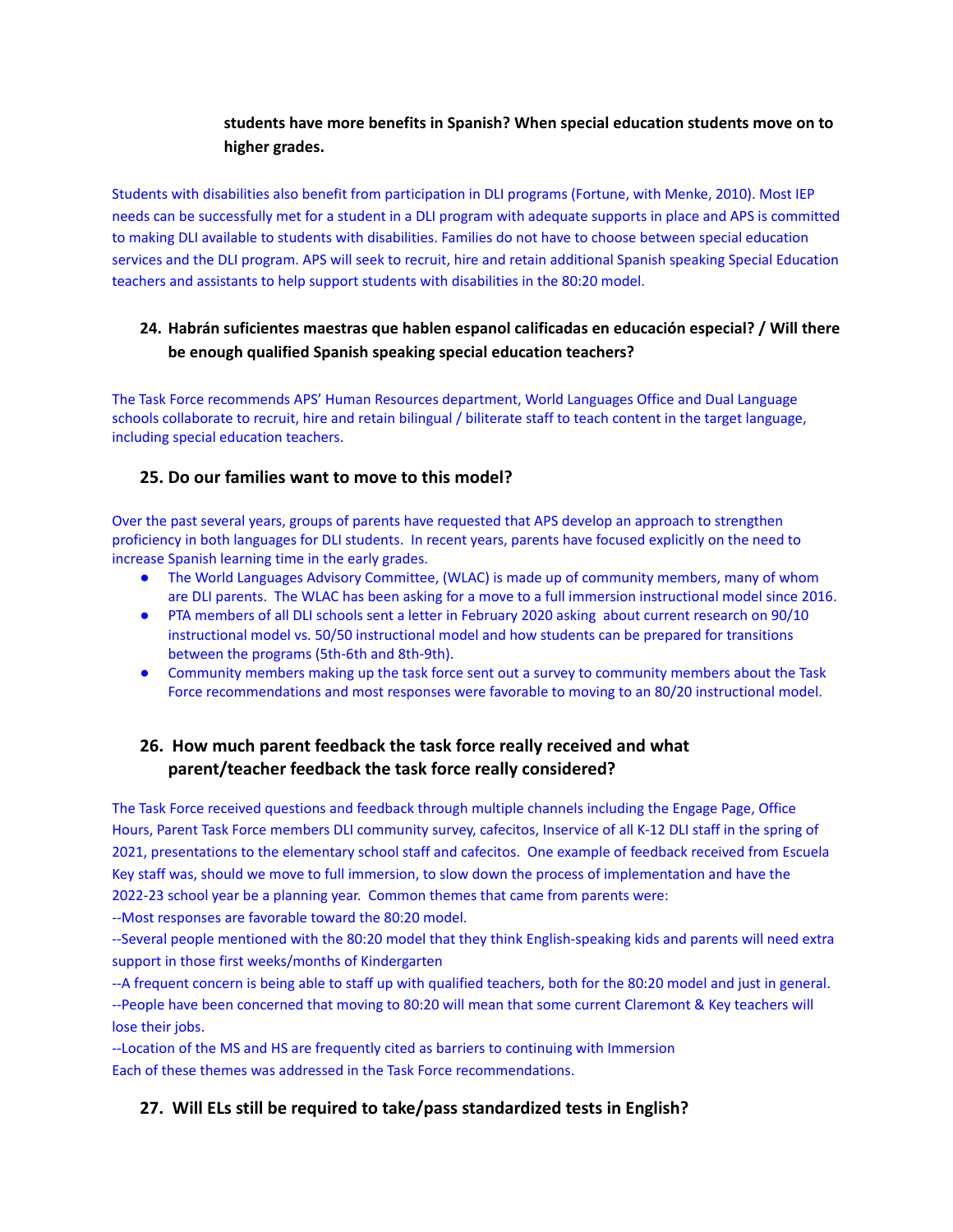**students have more benefits in Spanish? When special education students move on to higher grades.**

Students with disabilities also benefit from participation in DLI programs (Fortune, with Menke, 2010). Most IEP needs can be successfully met for a student in a DLI program with adequate supports in place and APS is committed to making DLI available to students with disabilities. Families do not have to choose between special education services and the DLI program. APS will seek to recruit, hire and retain additional Spanish speaking Special Education teachers and assistants to help support students with disabilities in the 80:20 model.

### 24. Habrán suficientes maestras que hablen espanol calificadas en educación especial? / Will there be enough qualified Spanish speaking special education teachers?

The Task Force recommends APS' Human Resources department, World Languages Office and Dual Language schools collaborate to recruit, hire and retain bilingual / biliterate staff to teach content in the target language, including special education teachers.

### 25. Do our families want to move to this model?

Over the past several years, groups of parents have requested that APS develop an approach to strengthen proficiency in both languages for DLI students. In recent years, parents have focused explicitly on the need to increase Spanish learning time in the early grades.

- The World Languages Advisory Committee, (WLAC) is made up of community members, many of whom are DLI parents. The WLAC has been asking for a move to a full immersion instructional model since 2016.
- PTA members of all DLI schools sent a letter in February 2020 asking about current research on 90/10 instructional model vs. 50/50 instructional model and how students can be prepared for transitions between the programs (5th-6th and 8th-9th).
- Community members making up the task force sent out a survey to community members about the Task Force recommendations and most responses were favorable to moving to an 80/20 instructional model.

### 26. How much parent feedback the task force really received and what parent/teacher feedback the task force really considered?

The Task Force received questions and feedback through multiple channels including the Engage Page, Office Hours, Parent Task Force members DLI community survey, cafecitos, Inservice of all K-12 DLI staff in the spring of 2021, presentations to the elementary school staff and cafecitos. One example of feedback received from Escuela Key staff was, should we move to full immersion, to slow down the process of implementation and have the 2022-23 school year be a planning year. Common themes that came from parents were:

--Most responses are favorable toward the 80:20 model.

--Several people mentioned with the 80:20 model that they think English-speaking kids and parents will need extra support in those first weeks/months of Kindergarten

--A frequent concern is being able to staff up with qualified teachers, both for the 80:20 model and just in general.

--People have been concerned that moving to 80:20 will mean that some current Claremont & Key teachers will lose their jobs.

--Location of the MS and HS are frequently cited as barriers to continuing with Immersion

Each of these themes was addressed in the Task Force recommendations.

### 27. Will ELs still be required to take/pass standardized tests in English?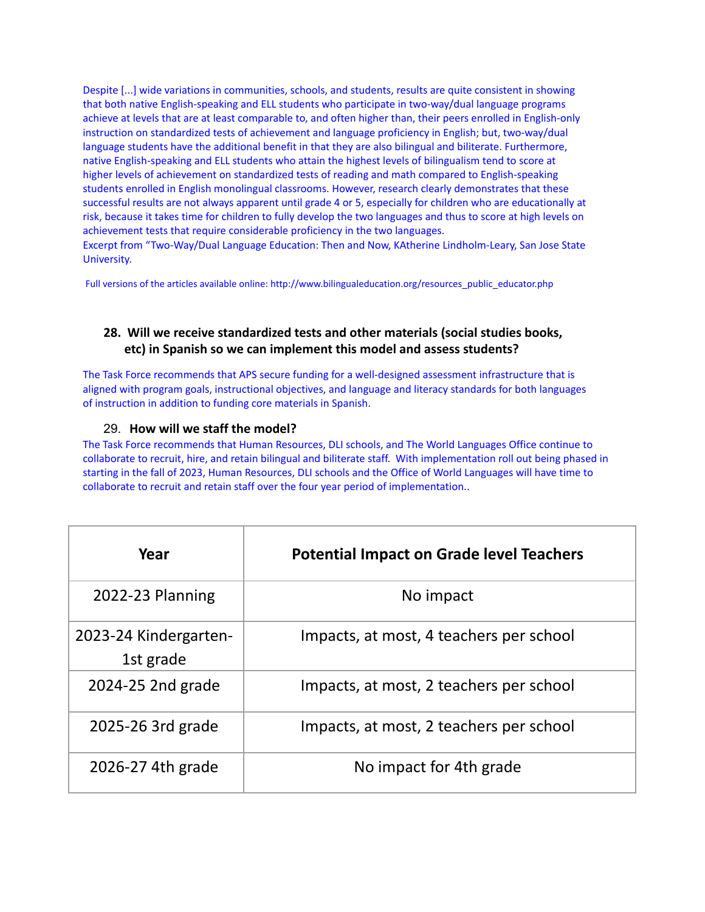Despite [...] wide variations in communities, schools, and students, results are quite consistent in showing that both native English-speaking and ELL students who participate in two-way/dual language programs achieve at levels that are at least comparable to, and often higher than, their peers enrolled in English-only instruction on standardized tests of achievement and language proficiency in English; but, two-way/dual language students have the additional benefit in that they are also bilingual and biliterate. Furthermore, native English-speaking and ELL students who attain the highest levels of bilingualism tend to score at higher levels of achievement on standardized tests of reading and math compared to English-speaking students enrolled in English monolingual classrooms. However, research clearly demonstrates that these successful results are not always apparent until grade 4 or 5, especially for children who are educationally at risk, because it takes time for children to fully develop the two languages and thus to score at high levels on achievement tests that require considerable proficiency in the two languages.
Excerpt from "Two-Way/Dual Language Education: Then and Now, KAtherine Lindholm-Leary, San Jose State University.

Full versions of the articles available online: http://www.bilingualeducation.org/resources_public_educator.php

**28. Will we receive standardized tests and other materials (social studies books, etc) in Spanish so we can implement this model and assess students?**

The Task Force recommends that APS secure funding for a well-designed assessment infrastructure that is aligned with program goals, instructional objectives, and language and literacy standards for both languages of instruction in addition to funding core materials in Spanish.

**29. How will we staff the model?**

The Task Force recommends that Human Resources, DLI schools, and The World Languages Office continue to collaborate to recruit, hire, and retain bilingual and biliterate staff. With implementation roll out being phased in starting in the fall of 2023, Human Resources, DLI schools and the Office of World Languages will have time to collaborate to recruit and retain staff over the four year period of implementation..

| Year | Potential Impact on Grade level Teachers |
|---|---|
| 2022-23 Planning | No impact |
| 2023-24 Kindergarten-1st grade | Impacts, at most, 4 teachers per school |
| 2024-25 2nd grade | Impacts, at most, 2 teachers per school |
| 2025-26 3rd grade | Impacts, at most, 2 teachers per school |
| 2026-27 4th grade | No impact for 4th grade |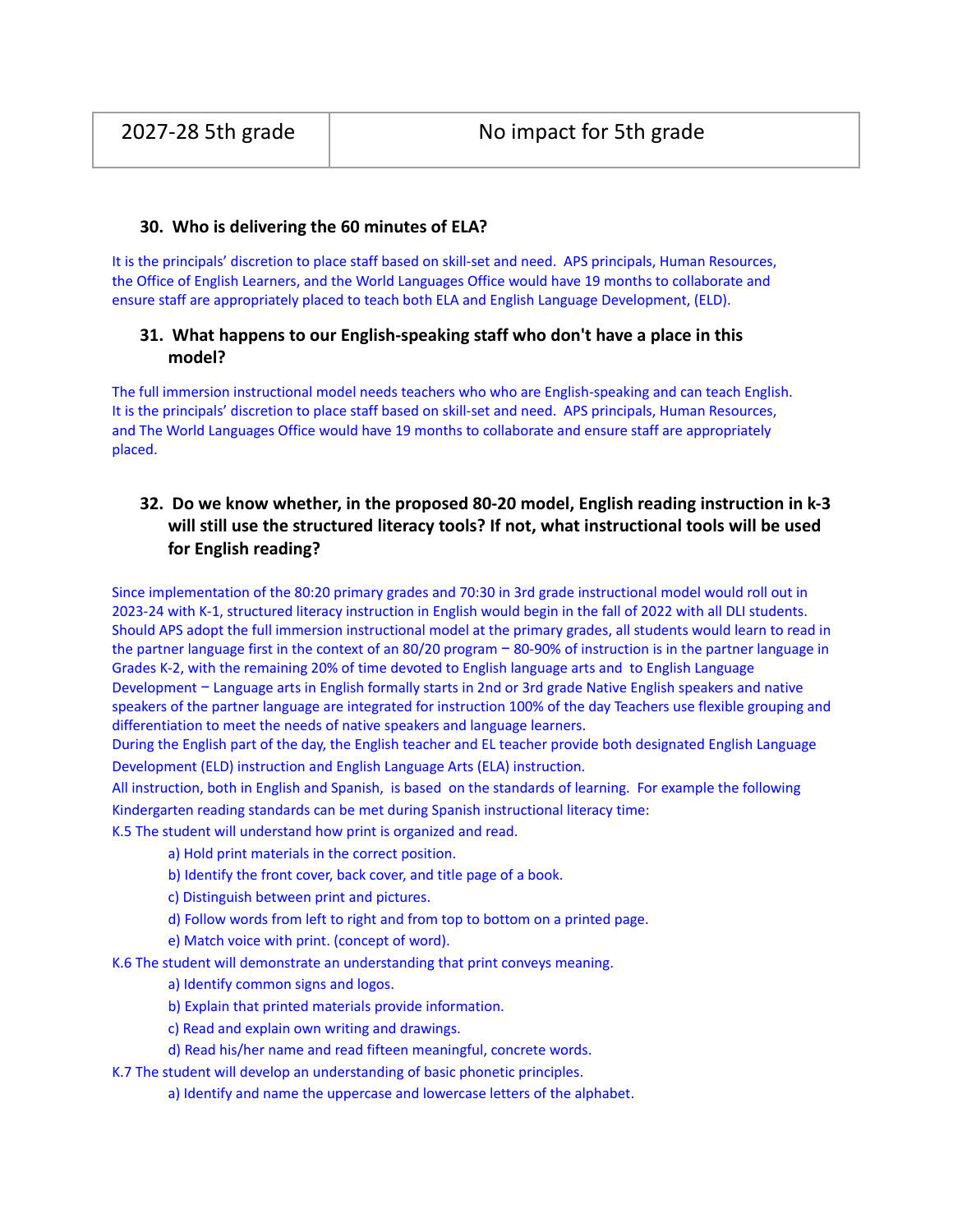| 2027-28 5th grade | No impact for 5th grade |
|---|---|

### 30. Who is delivering the 60 minutes of ELA?

It is the principals' discretion to place staff based on skill-set and need. APS principals, Human Resources, the Office of English Learners, and the World Languages Office would have 19 months to collaborate and ensure staff are appropriately placed to teach both ELA and English Language Development, (ELD).

### 31. What happens to our English-speaking staff who don't have a place in this model?

The full immersion instructional model needs teachers who who are English-speaking and can teach English. It is the principals' discretion to place staff based on skill-set and need. APS principals, Human Resources, and The World Languages Office would have 19 months to collaborate and ensure staff are appropriately placed.

### 32. Do we know whether, in the proposed 80-20 model, English reading instruction in k-3 will still use the structured literacy tools? If not, what instructional tools will be used for English reading?

Since implementation of the 80:20 primary grades and 70:30 in 3rd grade instructional model would roll out in 2023-24 with K-1, structured literacy instruction in English would begin in the fall of 2022 with all DLI students. Should APS adopt the full immersion instructional model at the primary grades, all students would learn to read in the partner language first in the context of an 80/20 program − 80-90% of instruction is in the partner language in Grades K-2, with the remaining 20% of time devoted to English language arts and to English Language Development − Language arts in English formally starts in 2nd or 3rd grade Native English speakers and native speakers of the partner language are integrated for instruction 100% of the day Teachers use flexible grouping and differentiation to meet the needs of native speakers and language learners.

During the English part of the day, the English teacher and EL teacher provide both designated English Language Development (ELD) instruction and English Language Arts (ELA) instruction.

All instruction, both in English and Spanish, is based on the standards of learning. For example the following Kindergarten reading standards can be met during Spanish instructional literacy time:

K.5 The student will understand how print is organized and read.

- a) Hold print materials in the correct position.
- b) Identify the front cover, back cover, and title page of a book.
- c) Distinguish between print and pictures.
- d) Follow words from left to right and from top to bottom on a printed page.
- e) Match voice with print. (concept of word).

K.6 The student will demonstrate an understanding that print conveys meaning.

- a) Identify common signs and logos.
- b) Explain that printed materials provide information.
- c) Read and explain own writing and drawings.
- d) Read his/her name and read fifteen meaningful, concrete words.

K.7 The student will develop an understanding of basic phonetic principles.

- a) Identify and name the uppercase and lowercase letters of the alphabet.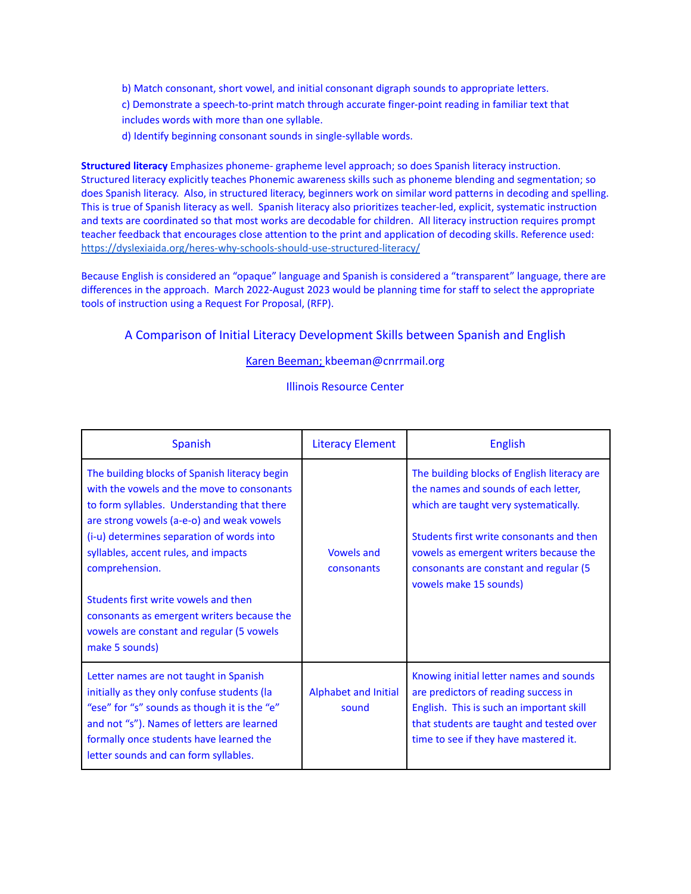b) Match consonant, short vowel, and initial consonant digraph sounds to appropriate letters.

c) Demonstrate a speech-to-print match through accurate finger-point reading in familiar text that includes words with more than one syllable.

d) Identify beginning consonant sounds in single-syllable words.

**Structured literacy** Emphasizes phoneme- grapheme level approach; so does Spanish literacy instruction. Structured literacy explicitly teaches Phonemic awareness skills such as phoneme blending and segmentation; so does Spanish literacy. Also, in structured literacy, beginners work on similar word patterns in decoding and spelling. This is true of Spanish literacy as well. Spanish literacy also prioritizes teacher-led, explicit, systematic instruction and texts are coordinated so that most works are decodable for children. All literacy instruction requires prompt teacher feedback that encourages close attention to the print and application of decoding skills. Reference used: https://dyslexiaida.org/heres-why-schools-should-use-structured-literacy/

Because English is considered an "opaque" language and Spanish is considered a "transparent" language, there are differences in the approach. March 2022-August 2023 would be planning time for staff to select the appropriate tools of instruction using a Request For Proposal, (RFP).

## A Comparison of Initial Literacy Development Skills between Spanish and English

Karen Beeman; kbeeman@cnrrmail.org

Illinois Resource Center

| Spanish | Literacy Element | English |
|---|---|---|
| The building blocks of Spanish literacy begin with the vowels and the move to consonants to form syllables. Understanding that there are strong vowels (a-e-o) and weak vowels (i-u) determines separation of words into syllables, accent rules, and impacts comprehension.<br><br>Students first write vowels and then consonants as emergent writers because the vowels are constant and regular (5 vowels make 5 sounds) | Vowels and consonants | The building blocks of English literacy are the names and sounds of each letter, which are taught very systematically.<br><br>Students first write consonants and then vowels as emergent writers because the consonants are constant and regular (5 vowels make 15 sounds) |
| Letter names are not taught in Spanish initially as they only confuse students (la "ese" for "s" sounds as though it is the "e" and not "s"). Names of letters are learned formally once students have learned the letter sounds and can form syllables. | Alphabet and Initial sound | Knowing initial letter names and sounds are predictors of reading success in English. This is such an important skill that students are taught and tested over time to see if they have mastered it. |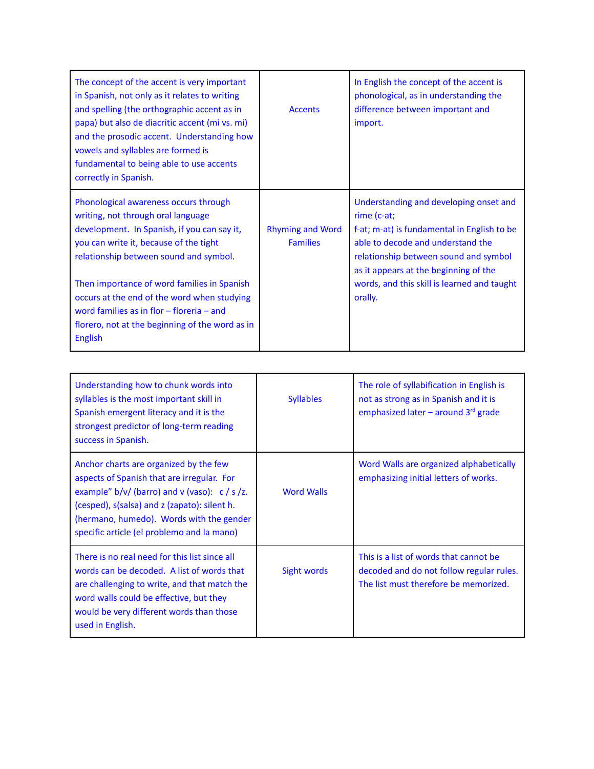| | | |
|---|---|---|
| The concept of the accent is very important in Spanish, not only as it relates to writing and spelling (the orthographic accent as in papa) but also de diacritic accent (mi vs. mi) and the prosodic accent. Understanding how vowels and syllables are formed is fundamental to being able to use accents correctly in Spanish. | Accents | In English the concept of the accent is phonological, as in understanding the difference between important and import. |
| Phonological awareness occurs through writing, not through oral language development. In Spanish, if you can say it, you can write it, because of the tight relationship between sound and symbol.<br><br>Then importance of word families in Spanish occurs at the end of the word when studying word families as in flor – floreria – and florero, not at the beginning of the word as in English | Rhyming and Word Families | Understanding and developing onset and rime (c-at; f-at; m-at) is fundamental in English to be able to decode and understand the relationship between sound and symbol as it appears at the beginning of the words, and this skill is learned and taught orally. |

| | | |
|---|---|---|
| Understanding how to chunk words into syllables is the most important skill in Spanish emergent literacy and it is the strongest predictor of long-term reading success in Spanish. | Syllables | The role of syllabification in English is not as strong as in Spanish and it is emphasized later – around 3rd grade |
| Anchor charts are organized by the few aspects of Spanish that are irregular. For example" b/v/ (barro) and v (vaso): c / s /z. (cesped), s(salsa) and z (zapato): silent h. (hermano, humedo). Words with the gender specific article (el problemo and la mano) | Word Walls | Word Walls are organized alphabetically emphasizing initial letters of works. |
| There is no real need for this list since all words can be decoded. A list of words that are challenging to write, and that match the word walls could be effective, but they would be very different words than those used in English. | Sight words | This is a list of words that cannot be decoded and do not follow regular rules. The list must therefore be memorized. |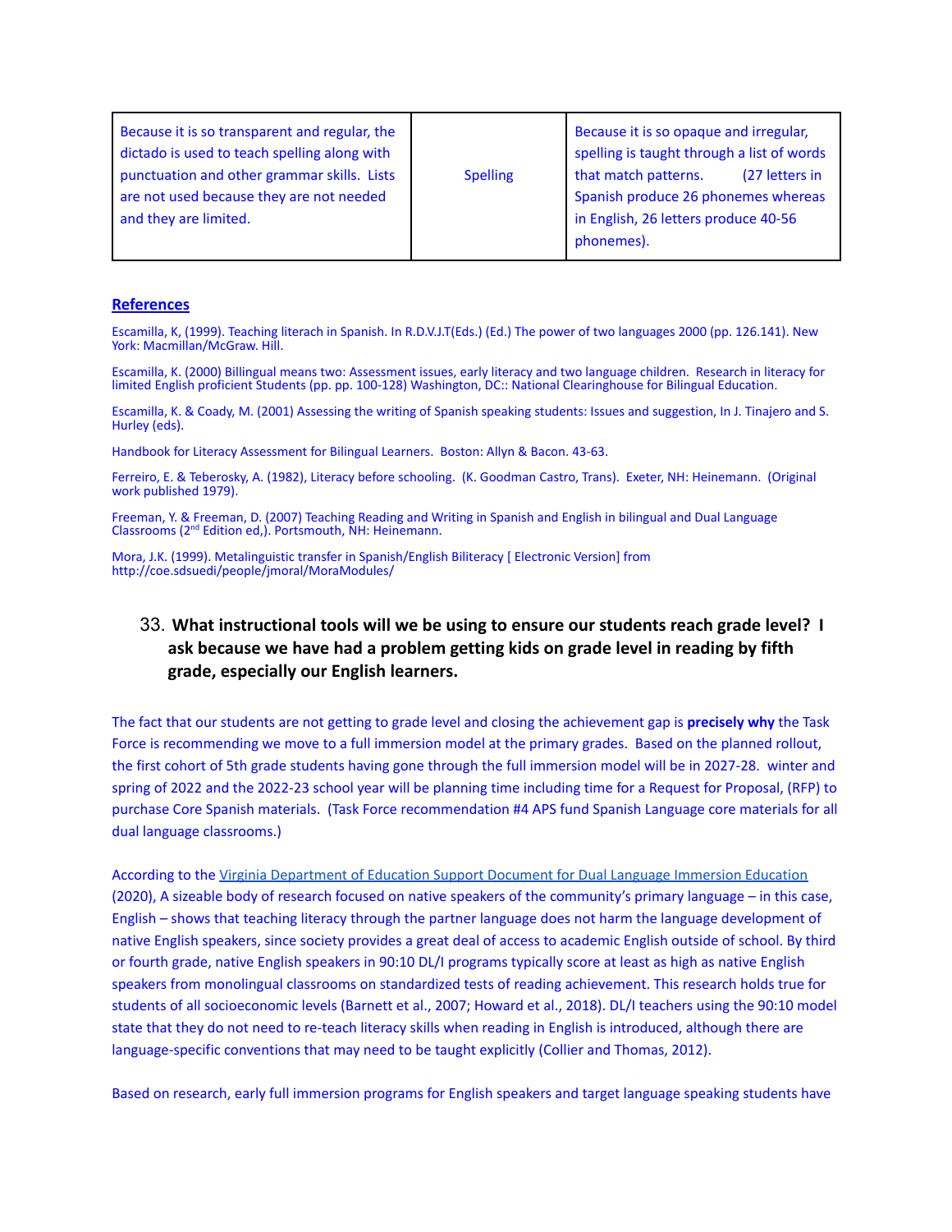| Because it is so transparent and regular, the dictado is used to teach spelling along with punctuation and other grammar skills. Lists are not used because they are not needed and they are limited. | Spelling | Because it is so opaque and irregular, spelling is taught through a list of words that match patterns. (27 letters in Spanish produce 26 phonemes whereas in English, 26 letters produce 40-56 phonemes). |
|---|---|---|

**References**

Escamilla, K, (1999). Teaching literach in Spanish. In R.D.V.J.T(Eds.) (Ed.) The power of two languages 2000 (pp. 126.141). New York: Macmillan/McGraw. Hill.

Escamilla, K. (2000) Billingual means two: Assessment issues, early literacy and two language children. Research in literacy for limited English proficient Students (pp. pp. 100-128) Washington, DC:: National Clearinghouse for Bilingual Education.

Escamilla, K. & Coady, M. (2001) Assessing the writing of Spanish speaking students: Issues and suggestion, In J. Tinajero and S. Hurley (eds).

Handbook for Literacy Assessment for Bilingual Learners. Boston: Allyn & Bacon. 43-63.

Ferreiro, E. & Teberosky, A. (1982), Literacy before schooling. (K. Goodman Castro, Trans). Exeter, NH: Heinemann. (Original work published 1979).

Freeman, Y. & Freeman, D. (2007) Teaching Reading and Writing in Spanish and English in bilingual and Dual Language Classrooms (2nd Edition ed,). Portsmouth, NH: Heinemann.

Mora, J.K. (1999). Metalinguistic transfer in Spanish/English Biliteracy [ Electronic Version] from http://coe.sdsuedi/people/jmoral/MoraModules/

33. **What instructional tools will we be using to ensure our students reach grade level? I ask because we have had a problem getting kids on grade level in reading by fifth grade, especially our English learners.**

The fact that our students are not getting to grade level and closing the achievement gap is **precisely why** the Task Force is recommending we move to a full immersion model at the primary grades. Based on the planned rollout, the first cohort of 5th grade students having gone through the full immersion model will be in 2027-28. winter and spring of 2022 and the 2022-23 school year will be planning time including time for a Request for Proposal, (RFP) to purchase Core Spanish materials. (Task Force recommendation #4 APS fund Spanish Language core materials for all dual language classrooms.)

According to the Virginia Department of Education Support Document for Dual Language Immersion Education (2020), A sizeable body of research focused on native speakers of the community's primary language – in this case, English – shows that teaching literacy through the partner language does not harm the language development of native English speakers, since society provides a great deal of access to academic English outside of school. By third or fourth grade, native English speakers in 90:10 DL/I programs typically score at least as high as native English speakers from monolingual classrooms on standardized tests of reading achievement. This research holds true for students of all socioeconomic levels (Barnett et al., 2007; Howard et al., 2018). DL/I teachers using the 90:10 model state that they do not need to re-teach literacy skills when reading in English is introduced, although there are language-specific conventions that may need to be taught explicitly (Collier and Thomas, 2012).

Based on research, early full immersion programs for English speakers and target language speaking students have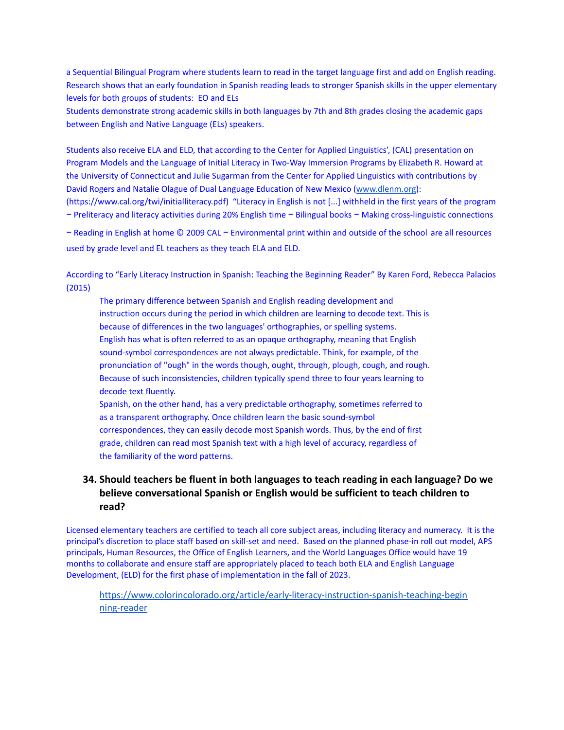a Sequential Bilingual Program where students learn to read in the target language first and add on English reading. Research shows that an early foundation in Spanish reading leads to stronger Spanish skills in the upper elementary levels for both groups of students: EO and ELs
Students demonstrate strong academic skills in both languages by 7th and 8th grades closing the academic gaps between English and Native Language (ELs) speakers.

Students also receive ELA and ELD, that according to the Center for Applied Linguistics', (CAL) presentation on Program Models and the Language of Initial Literacy in Two-Way Immersion Programs by Elizabeth R. Howard at the University of Connecticut and Julie Sugarman from the Center for Applied Linguistics with contributions by David Rogers and Natalie Olague of Dual Language Education of New Mexico ([www.dlenm.org](www.dlenm.org)): (https://www.cal.org/twi/initialliteracy.pdf) "Literacy in English is not [...] withheld in the first years of the program − Preliteracy and literacy activities during 20% English time − Bilingual books − Making cross-linguistic connections − Reading in English at home © 2009 CAL − Environmental print within and outside of the school are all resources used by grade level and EL teachers as they teach ELA and ELD.

According to "Early Literacy Instruction in Spanish: Teaching the Beginning Reader" By Karen Ford, Rebecca Palacios (2015)

> The primary difference between Spanish and English reading development and instruction occurs during the period in which children are learning to decode text. This is because of differences in the two languages' orthographies, or spelling systems. English has what is often referred to as an opaque orthography, meaning that English sound-symbol correspondences are not always predictable. Think, for example, of the pronunciation of "ough" in the words though, ought, through, plough, cough, and rough. Because of such inconsistencies, children typically spend three to four years learning to decode text fluently.
> Spanish, on the other hand, has a very predictable orthography, sometimes referred to as a transparent orthography. Once children learn the basic sound-symbol correspondences, they can easily decode most Spanish words. Thus, by the end of first grade, children can read most Spanish text with a high level of accuracy, regardless of the familiarity of the word patterns.

### 34. Should teachers be fluent in both languages to teach reading in each language? Do we believe conversational Spanish or English would be sufficient to teach children to read?

Licensed elementary teachers are certified to teach all core subject areas, including literacy and numeracy. It is the principal's discretion to place staff based on skill-set and need. Based on the planned phase-in roll out model, APS principals, Human Resources, the Office of English Learners, and the World Languages Office would have 19 months to collaborate and ensure staff are appropriately placed to teach both ELA and English Language Development, (ELD) for the first phase of implementation in the fall of 2023.

[https://www.colorincolorado.org/article/early-literacy-instruction-spanish-teaching-beginning-reader](https://www.colorincolorado.org/article/early-literacy-instruction-spanish-teaching-beginning-reader)